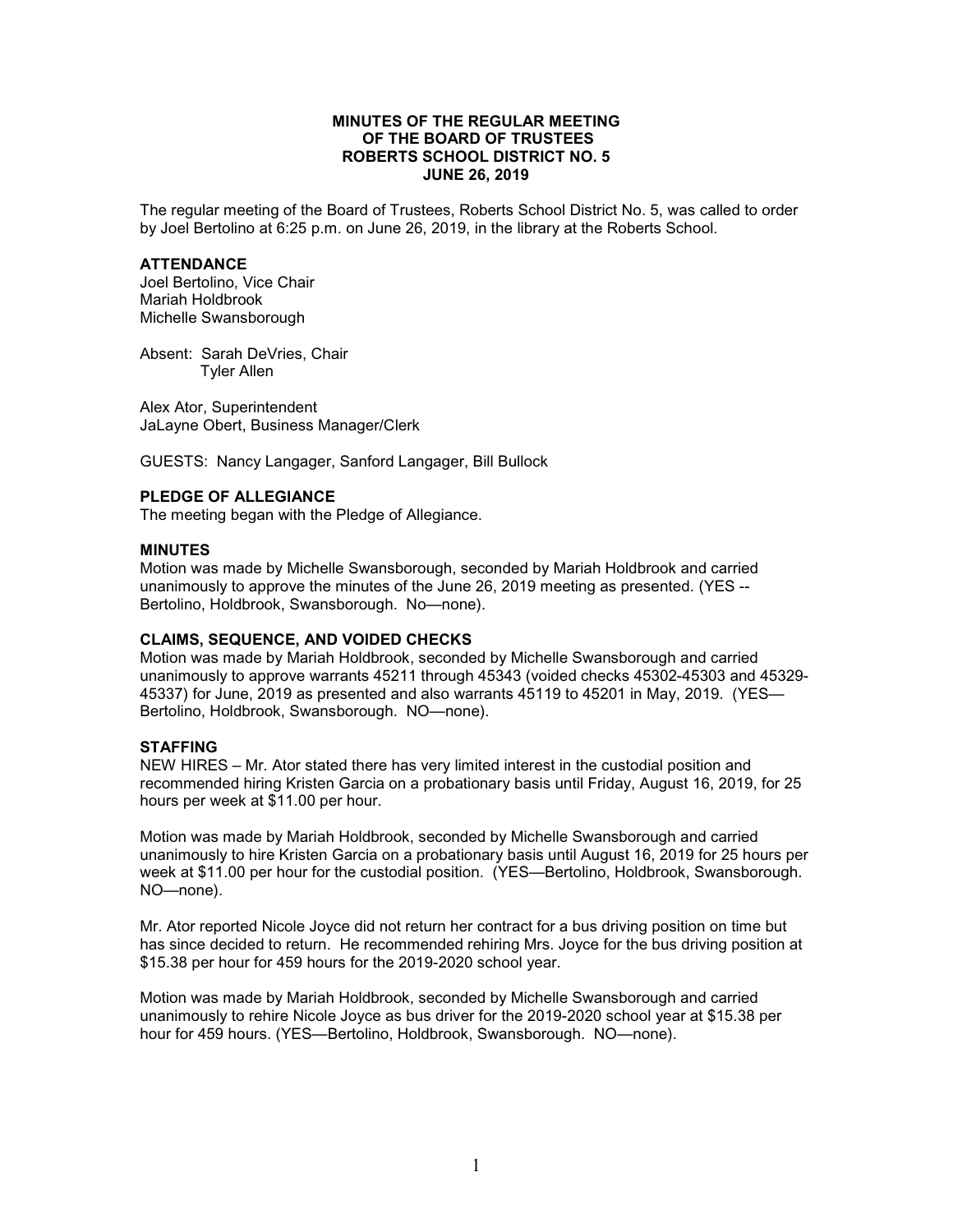**MINUTES OF THE REGULAR MEETING**
**OF THE BOARD OF TRUSTEES**
**ROBERTS SCHOOL DISTRICT NO. 5**
**JUNE 26, 2019**

The regular meeting of the Board of Trustees, Roberts School District No. 5, was called to order by Joel Bertolino at 6:25 p.m. on June 26, 2019, in the library at the Roberts School.

### ATTENDANCE

Joel Bertolino, Vice Chair
Mariah Holdbrook
Michelle Swansborough

Absent: Sarah DeVries, Chair
Tyler Allen

Alex Ator, Superintendent
JaLayne Obert, Business Manager/Clerk

GUESTS: Nancy Langager, Sanford Langager, Bill Bullock

### PLEDGE OF ALLEGIANCE

The meeting began with the Pledge of Allegiance.

### MINUTES

Motion was made by Michelle Swansborough, seconded by Mariah Holdbrook and carried unanimously to approve the minutes of the June 26, 2019 meeting as presented. (YES -- Bertolino, Holdbrook, Swansborough. No—none).

### CLAIMS, SEQUENCE, AND VOIDED CHECKS

Motion was made by Mariah Holdbrook, seconded by Michelle Swansborough and carried unanimously to approve warrants 45211 through 45343 (voided checks 45302-45303 and 45329-45337) for June, 2019 as presented and also warrants 45119 to 45201 in May, 2019. (YES—Bertolino, Holdbrook, Swansborough. NO—none).

### STAFFING

NEW HIRES – Mr. Ator stated there has very limited interest in the custodial position and recommended hiring Kristen Garcia on a probationary basis until Friday, August 16, 2019, for 25 hours per week at $11.00 per hour.

Motion was made by Mariah Holdbrook, seconded by Michelle Swansborough and carried unanimously to hire Kristen Garcia on a probationary basis until August 16, 2019 for 25 hours per week at $11.00 per hour for the custodial position. (YES—Bertolino, Holdbrook, Swansborough. NO—none).

Mr. Ator reported Nicole Joyce did not return her contract for a bus driving position on time but has since decided to return. He recommended rehiring Mrs. Joyce for the bus driving position at $15.38 per hour for 459 hours for the 2019-2020 school year.

Motion was made by Mariah Holdbrook, seconded by Michelle Swansborough and carried unanimously to rehire Nicole Joyce as bus driver for the 2019-2020 school year at $15.38 per hour for 459 hours. (YES—Bertolino, Holdbrook, Swansborough. NO—none).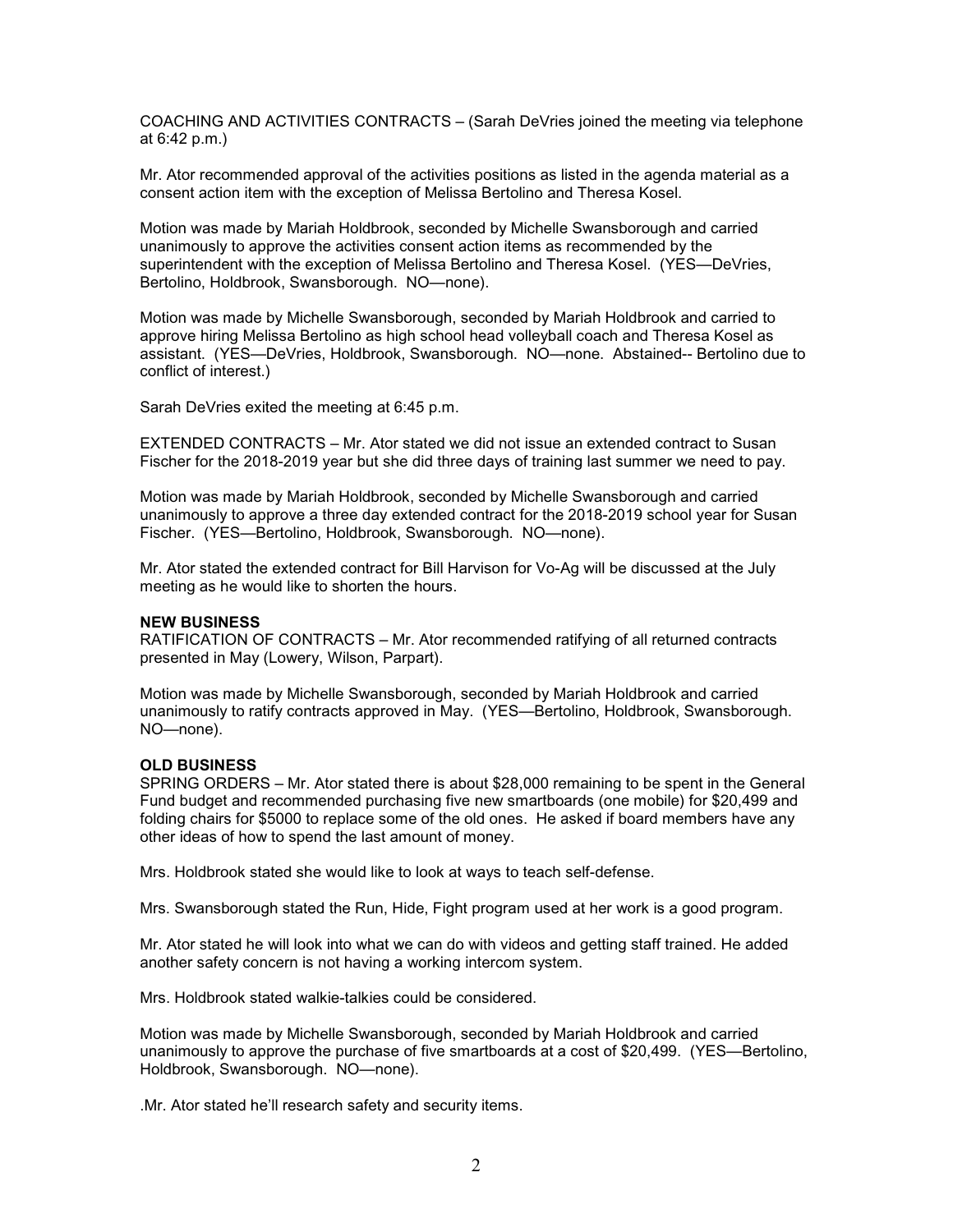COACHING AND ACTIVITIES CONTRACTS – (Sarah DeVries joined the meeting via telephone at 6:42 p.m.)

Mr. Ator recommended approval of the activities positions as listed in the agenda material as a consent action item with the exception of Melissa Bertolino and Theresa Kosel.

Motion was made by Mariah Holdbrook, seconded by Michelle Swansborough and carried unanimously to approve the activities consent action items as recommended by the superintendent with the exception of Melissa Bertolino and Theresa Kosel. (YES—DeVries, Bertolino, Holdbrook, Swansborough. NO—none).

Motion was made by Michelle Swansborough, seconded by Mariah Holdbrook and carried to approve hiring Melissa Bertolino as high school head volleyball coach and Theresa Kosel as assistant. (YES—DeVries, Holdbrook, Swansborough. NO—none. Abstained-- Bertolino due to conflict of interest.)

Sarah DeVries exited the meeting at 6:45 p.m.

EXTENDED CONTRACTS – Mr. Ator stated we did not issue an extended contract to Susan Fischer for the 2018-2019 year but she did three days of training last summer we need to pay.

Motion was made by Mariah Holdbrook, seconded by Michelle Swansborough and carried unanimously to approve a three day extended contract for the 2018-2019 school year for Susan Fischer. (YES—Bertolino, Holdbrook, Swansborough. NO—none).

Mr. Ator stated the extended contract for Bill Harvison for Vo-Ag will be discussed at the July meeting as he would like to shorten the hours.

**NEW BUSINESS**

RATIFICATION OF CONTRACTS – Mr. Ator recommended ratifying of all returned contracts presented in May (Lowery, Wilson, Parpart).

Motion was made by Michelle Swansborough, seconded by Mariah Holdbrook and carried unanimously to ratify contracts approved in May. (YES—Bertolino, Holdbrook, Swansborough. NO—none).

**OLD BUSINESS**

SPRING ORDERS – Mr. Ator stated there is about $28,000 remaining to be spent in the General Fund budget and recommended purchasing five new smartboards (one mobile) for $20,499 and folding chairs for $5000 to replace some of the old ones. He asked if board members have any other ideas of how to spend the last amount of money.

Mrs. Holdbrook stated she would like to look at ways to teach self-defense.

Mrs. Swansborough stated the Run, Hide, Fight program used at her work is a good program.

Mr. Ator stated he will look into what we can do with videos and getting staff trained. He added another safety concern is not having a working intercom system.

Mrs. Holdbrook stated walkie-talkies could be considered.

Motion was made by Michelle Swansborough, seconded by Mariah Holdbrook and carried unanimously to approve the purchase of five smartboards at a cost of $20,499. (YES—Bertolino, Holdbrook, Swansborough. NO—none).

.Mr. Ator stated he'll research safety and security items.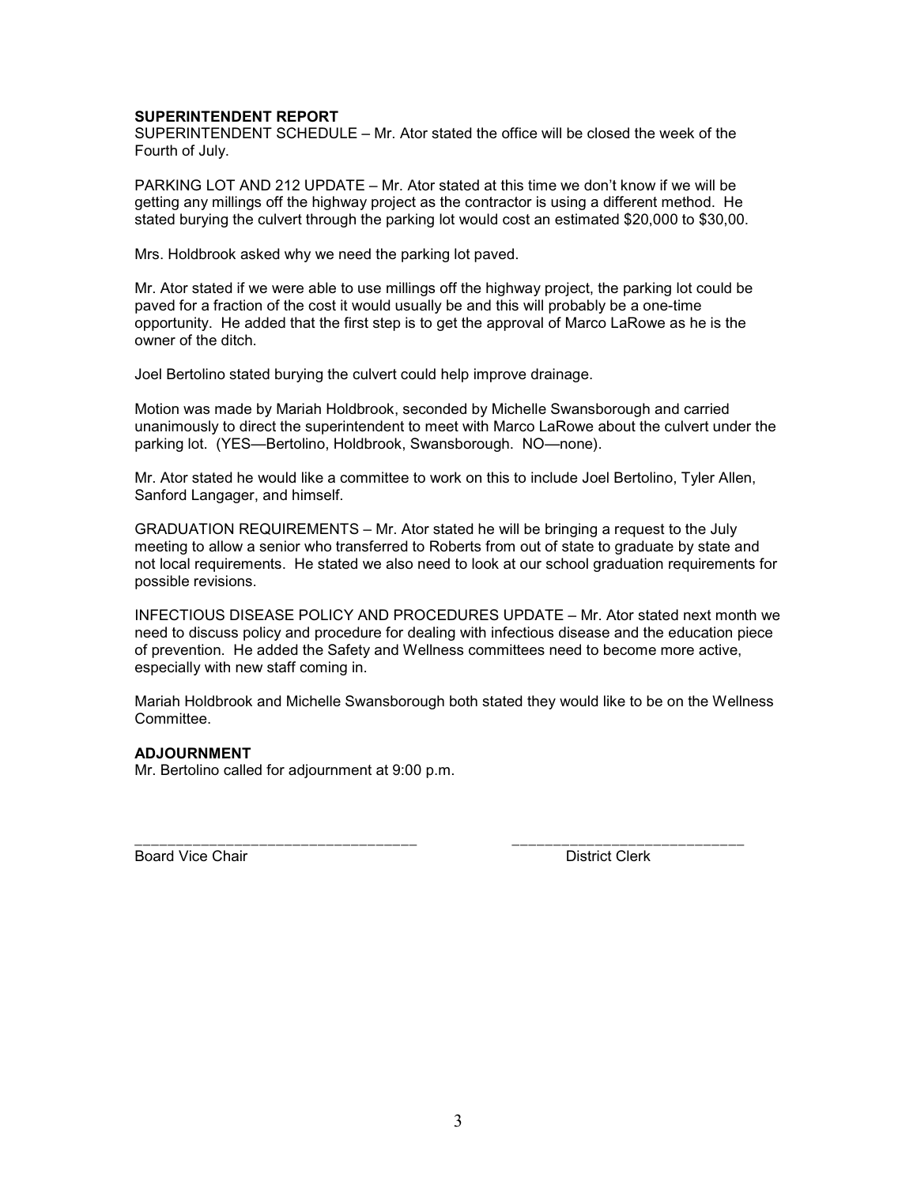**SUPERINTENDENT REPORT**

SUPERINTENDENT SCHEDULE – Mr. Ator stated the office will be closed the week of the Fourth of July.

PARKING LOT AND 212 UPDATE – Mr. Ator stated at this time we don't know if we will be getting any millings off the highway project as the contractor is using a different method. He stated burying the culvert through the parking lot would cost an estimated $20,000 to $30,00.

Mrs. Holdbrook asked why we need the parking lot paved.

Mr. Ator stated if we were able to use millings off the highway project, the parking lot could be paved for a fraction of the cost it would usually be and this will probably be a one-time opportunity. He added that the first step is to get the approval of Marco LaRowe as he is the owner of the ditch.

Joel Bertolino stated burying the culvert could help improve drainage.

Motion was made by Mariah Holdbrook, seconded by Michelle Swansborough and carried unanimously to direct the superintendent to meet with Marco LaRowe about the culvert under the parking lot. (YES—Bertolino, Holdbrook, Swansborough. NO—none).

Mr. Ator stated he would like a committee to work on this to include Joel Bertolino, Tyler Allen, Sanford Langager, and himself.

GRADUATION REQUIREMENTS – Mr. Ator stated he will be bringing a request to the July meeting to allow a senior who transferred to Roberts from out of state to graduate by state and not local requirements. He stated we also need to look at our school graduation requirements for possible revisions.

INFECTIOUS DISEASE POLICY AND PROCEDURES UPDATE – Mr. Ator stated next month we need to discuss policy and procedure for dealing with infectious disease and the education piece of prevention. He added the Safety and Wellness committees need to become more active, especially with new staff coming in.

Mariah Holdbrook and Michelle Swansborough both stated they would like to be on the Wellness Committee.

**ADJOURNMENT**

Mr. Bertolino called for adjournment at 9:00 p.m.

\_\_\_\_\_\_\_\_\_\_\_\_\_\_\_\_\_\_\_\_\_\_\_\_\_\_\_\_\_\_\_\_\_\_\_\_ \_\_\_\_\_\_\_\_\_\_\_\_\_\_\_\_\_\_\_\_\_\_\_\_\_\_\_\_\_\_

Board Vice Chair District Clerk